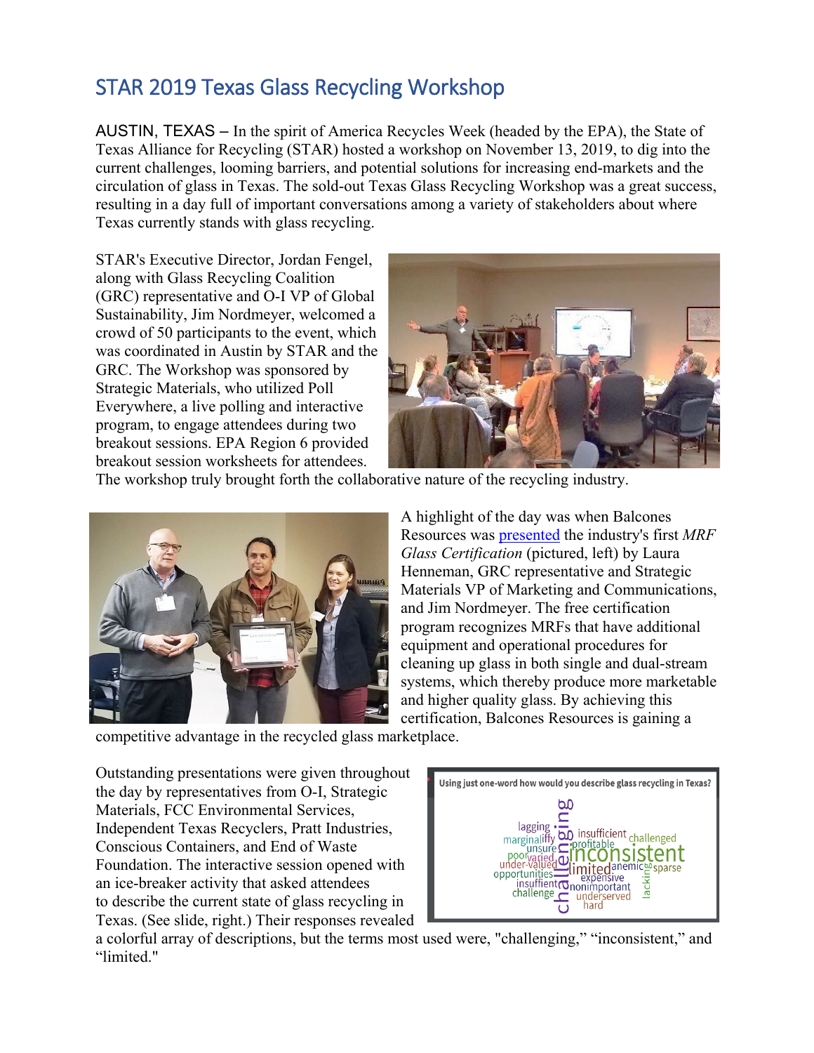# STAR 2019 Texas Glass Recycling Workshop

AUSTIN, TEXAS – In the spirit of America Recycles Week (headed by the EPA), the State of Texas Alliance for Recycling (STAR) hosted a workshop on November 13, 2019, to dig into the current challenges, looming barriers, and potential solutions for increasing end-markets and the circulation of glass in Texas. The sold-out Texas Glass Recycling Workshop was a great success, resulting in a day full of important conversations among a variety of stakeholders about where Texas currently stands with glass recycling.

STAR's Executive Director, Jordan Fengel, along with Glass Recycling Coalition (GRC) representative and O-I VP of Global Sustainability, Jim Nordmeyer, welcomed a crowd of 50 participants to the event, which was coordinated in Austin by STAR and the GRC. The Workshop was sponsored by Strategic Materials, who utilized Poll Everywhere, a live polling and interactive program, to engage attendees during two breakout sessions. EPA Region 6 provided breakout session worksheets for attendees. The workshop truly brought forth the collaborative nature of the recycling industry.

A highlight of the day was when Balcones Resources was presented the industry's first *MRF Glass Certification* (pictured, left) by Laura Henneman, GRC representative and Strategic Materials VP of Marketing and Communications, and Jim Nordmeyer. The free certification program recognizes MRFs that have additional equipment and operational procedures for cleaning up glass in both single and dual-stream systems, which thereby produce more marketable and higher quality glass. By achieving this certification, Balcones Resources is gaining a competitive advantage in the recycled glass marketplace.

Outstanding presentations were given throughout the day by representatives from O-I, Strategic Materials, FCC Environmental Services, Independent Texas Recyclers, Pratt Industries, Conscious Containers, and End of Waste Foundation. The interactive session opened with an ice-breaker activity that asked attendees to describe the current state of glass recycling in Texas. (See slide, right.) Their responses revealed a colorful array of descriptions, but the terms most used were, "challenging," "inconsistent," and "limited."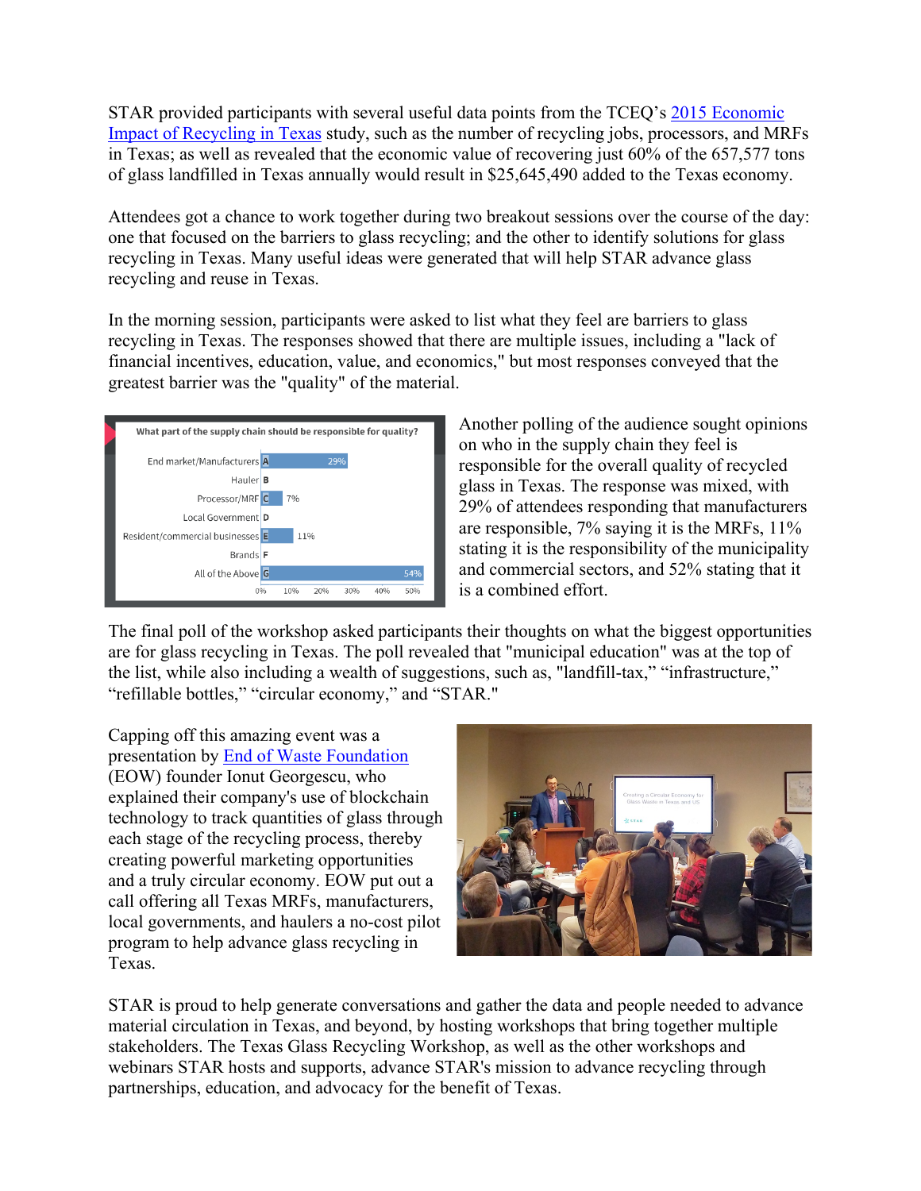STAR provided participants with several useful data points from the TCEQ's 2015 Economic Impact of Recycling in Texas study, such as the number of recycling jobs, processors, and MRFs in Texas; as well as revealed that the economic value of recovering just 60% of the 657,577 tons of glass landfilled in Texas annually would result in $25,645,490 added to the Texas economy.

Attendees got a chance to work together during two breakout sessions over the course of the day: one that focused on the barriers to glass recycling; and the other to identify solutions for glass recycling in Texas. Many useful ideas were generated that will help STAR advance glass recycling and reuse in Texas.

In the morning session, participants were asked to list what they feel are barriers to glass recycling in Texas. The responses showed that there are multiple issues, including a "lack of financial incentives, education, value, and economics," but most responses conveyed that the greatest barrier was the "quality" of the material.

What part of the supply chain should be responsible for quality?

End market/Manufacturers A 29%
Hauler B
Processor/MRF C 7%
Local Government D
Resident/commercial businesses E 11%
Brands F
All of the Above G 54%

0% 10% 20% 30% 40% 50%

Another polling of the audience sought opinions on who in the supply chain they feel is responsible for the overall quality of recycled glass in Texas. The response was mixed, with 29% of attendees responding that manufacturers are responsible, 7% saying it is the MRFs, 11% stating it is the responsibility of the municipality and commercial sectors, and 52% stating that it is a combined effort.

The final poll of the workshop asked participants their thoughts on what the biggest opportunities are for glass recycling in Texas. The poll revealed that "municipal education" was at the top of the list, while also including a wealth of suggestions, such as, "landfill-tax," "infrastructure," "refillable bottles," "circular economy," and "STAR."

Capping off this amazing event was a presentation by End of Waste Foundation (EOW) founder Ionut Georgescu, who explained their company's use of blockchain technology to track quantities of glass through each stage of the recycling process, thereby creating powerful marketing opportunities and a truly circular economy. EOW put out a call offering all Texas MRFs, manufacturers, local governments, and haulers a no-cost pilot program to help advance glass recycling in Texas.

STAR is proud to help generate conversations and gather the data and people needed to advance material circulation in Texas, and beyond, by hosting workshops that bring together multiple stakeholders. The Texas Glass Recycling Workshop, as well as the other workshops and webinars STAR hosts and supports, advance STAR's mission to advance recycling through partnerships, education, and advocacy for the benefit of Texas.